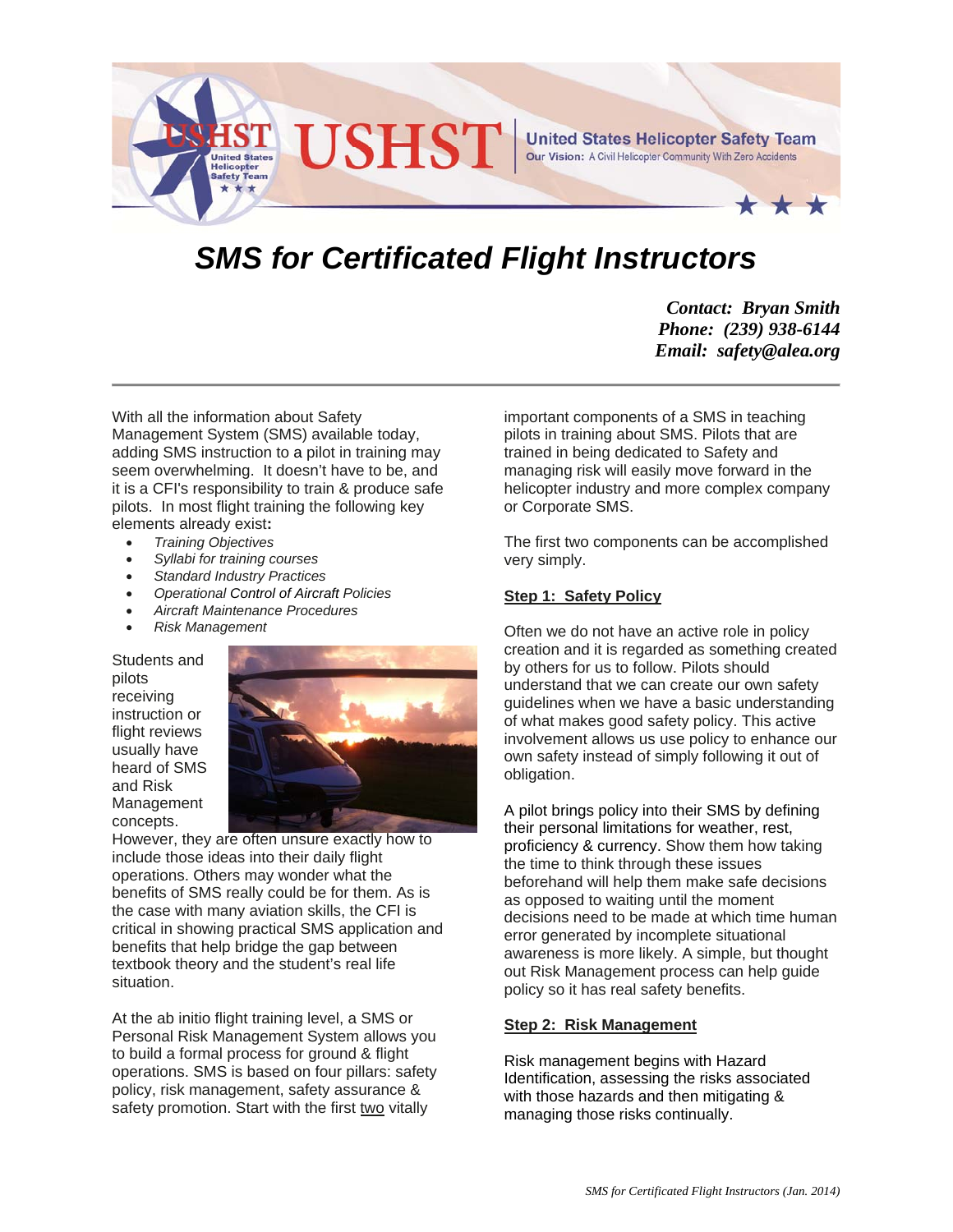**USHST** — United States Helicopter Safety Team

Our Vision: A Civil Helicopter Community With Zero Accidents

# *SMS for Certificated Flight Instructors*

***Contact: Bryan Smith***
***Phone: (239) 938-6144***
***Email: safety@alea.org***

---

With all the information about Safety Management System (SMS) available today, adding SMS instruction to a pilot in training may seem overwhelming. It doesn't have to be, and it is a CFI's responsibility to train & produce safe pilots. In most flight training the following key elements already exist**:**

- *Training Objectives*
- *Syllabi for training courses*
- *Standard Industry Practices*
- *Operational Control of Aircraft Policies*
- *Aircraft Maintenance Procedures*
- *Risk Management*

Students and pilots receiving instruction or flight reviews usually have heard of SMS and Risk Management concepts. However, they are often unsure exactly how to include those ideas into their daily flight operations. Others may wonder what the benefits of SMS really could be for them. As is the case with many aviation skills, the CFI is critical in showing practical SMS application and benefits that help bridge the gap between textbook theory and the student's real life situation.

At the ab initio flight training level, a SMS or Personal Risk Management System allows you to build a formal process for ground & flight operations. SMS is based on four pillars: safety policy, risk management, safety assurance & safety promotion. Start with the first <u>two</u> vitally important components of a SMS in teaching pilots in training about SMS. Pilots that are trained in being dedicated to Safety and managing risk will easily move forward in the helicopter industry and more complex company or Corporate SMS.

The first two components can be accomplished very simply.

**<u>Step 1: Safety Policy</u>**

Often we do not have an active role in policy creation and it is regarded as something created by others for us to follow. Pilots should understand that we can create our own safety guidelines when we have a basic understanding of what makes good safety policy. This active involvement allows us use policy to enhance our own safety instead of simply following it out of obligation.

A pilot brings policy into their SMS by defining their personal limitations for weather, rest, proficiency & currency. Show them how taking the time to think through these issues beforehand will help them make safe decisions as opposed to waiting until the moment decisions need to be made at which time human error generated by incomplete situational awareness is more likely. A simple, but thought out Risk Management process can help guide policy so it has real safety benefits.

**<u>Step 2: Risk Management</u>**

Risk management begins with Hazard Identification, assessing the risks associated with those hazards and then mitigating & managing those risks continually.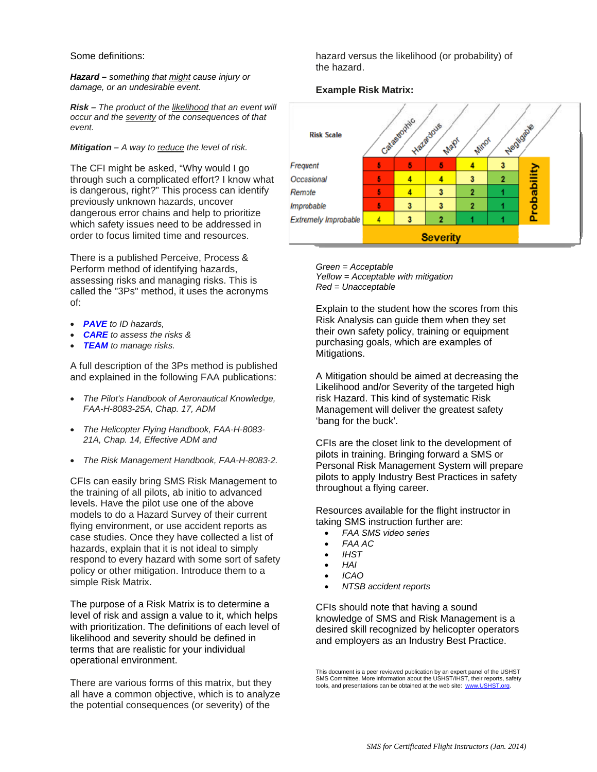Some definitions:

***Hazard –*** *something that* *<u>might</u>* *cause injury or damage, or an undesirable event.*

***Risk –*** *The product of the* *<u>likelihood</u>* *that an event will occur and the* *<u>severity</u>* *of the consequences of that event.*

***Mitigation –*** *A way to* *<u>reduce</u>* *the level of risk.*

The CFI might be asked, "Why would I go through such a complicated effort? I know what is dangerous, right?" This process can identify previously unknown hazards, uncover dangerous error chains and help to prioritize which safety issues need to be addressed in order to focus limited time and resources.

There is a published Perceive, Process & Perform method of identifying hazards, assessing risks and managing risks. This is called the "3Ps" method, it uses the acronyms of:

- ***PAVE*** *to ID hazards,*
- ***CARE*** *to assess the risks &*
- ***TEAM*** *to manage risks.*

A full description of the 3Ps method is published and explained in the following FAA publications:

- *The Pilot's Handbook of Aeronautical Knowledge, FAA-H-8083-25A, Chap. 17, ADM*
- *The Helicopter Flying Handbook, FAA-H-8083-21A, Chap. 14, Effective ADM and*
- *The Risk Management Handbook, FAA-H-8083-2.*

CFIs can easily bring SMS Risk Management to the training of all pilots, ab initio to advanced levels. Have the pilot use one of the above models to do a Hazard Survey of their current flying environment, or use accident reports as case studies. Once they have collected a list of hazards, explain that it is not ideal to simply respond to every hazard with some sort of safety policy or other mitigation. Introduce them to a simple Risk Matrix.

The purpose of a Risk Matrix is to determine a level of risk and assign a value to it, which helps with prioritization. The definitions of each level of likelihood and severity should be defined in terms that are realistic for your individual operational environment.

There are various forms of this matrix, but they all have a common objective, which is to analyze the potential consequences (or severity) of the hazard versus the likelihood (or probability) of the hazard.

**Example Risk Matrix:**

| Risk Scale (Probability \ Severity) | Catastrophic | Hazardous | Major | Minor | Negligible |
|---|---|---|---|---|---|
| Frequent | 5 | 5 | 5 | 4 | 3 |
| Occasional | 5 | 4 | 4 | 3 | 2 |
| Remote | 5 | 4 | 3 | 2 | 1 |
| Improbable | 5 | 3 | 3 | 2 | 1 |
| Extremely Improbable | 4 | 3 | 2 | 1 | 1 |

*Green = Acceptable*
*Yellow = Acceptable with mitigation*
*Red = Unacceptable*

Explain to the student how the scores from this Risk Analysis can guide them when they set their own safety policy, training or equipment purchasing goals, which are examples of Mitigations.

A Mitigation should be aimed at decreasing the Likelihood and/or Severity of the targeted high risk Hazard. This kind of systematic Risk Management will deliver the greatest safety 'bang for the buck'.

CFIs are the closet link to the development of pilots in training. Bringing forward a SMS or Personal Risk Management System will prepare pilots to apply Industry Best Practices in safety throughout a flying career.

Resources available for the flight instructor in taking SMS instruction further are:

- *FAA SMS video series*
- *FAA AC*
- *IHST*
- *HAI*
- *ICAO*
- *NTSB accident reports*

CFIs should note that having a sound knowledge of SMS and Risk Management is a desired skill recognized by helicopter operators and employers as an Industry Best Practice.

This document is a peer reviewed publication by an expert panel of the USHST SMS Committee. More information about the USHST/IHST, their reports, safety tools, and presentations can be obtained at the web site: www.USHST.org.